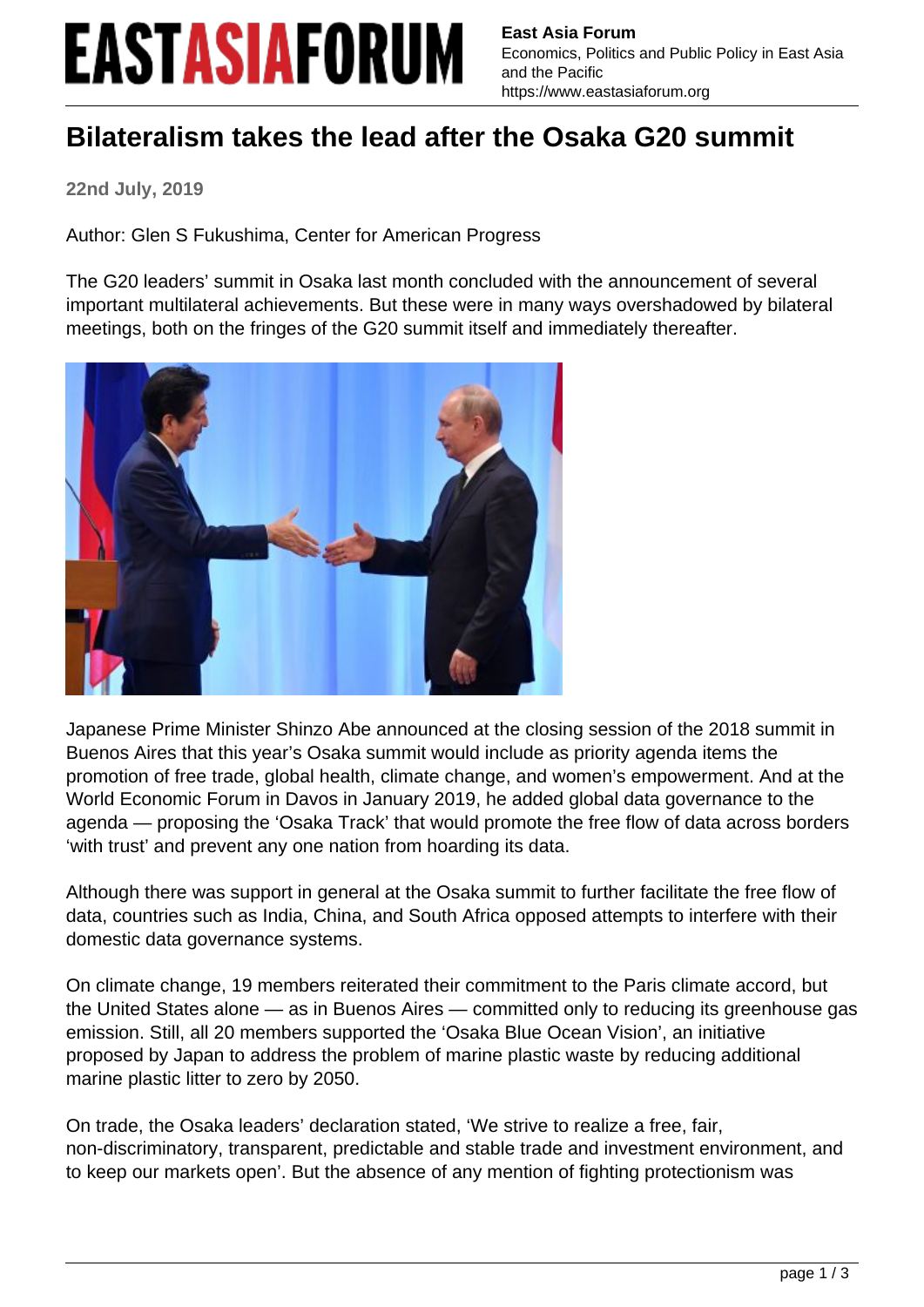# Bilateralism takes the lead after the Osaka G20 summit

**22nd July, 2019**

Author: Glen S Fukushima, Center for American Progress

The G20 leaders' summit in Osaka last month concluded with the announcement of several important multilateral achievements. But these were in many ways overshadowed by bilateral meetings, both on the fringes of the G20 summit itself and immediately thereafter.

Japanese Prime Minister Shinzo Abe announced at the closing session of the 2018 summit in Buenos Aires that this year's Osaka summit would include as priority agenda items the promotion of free trade, global health, climate change, and women's empowerment. And at the World Economic Forum in Davos in January 2019, he added global data governance to the agenda — proposing the 'Osaka Track' that would promote the free flow of data across borders 'with trust' and prevent any one nation from hoarding its data.

Although there was support in general at the Osaka summit to further facilitate the free flow of data, countries such as India, China, and South Africa opposed attempts to interfere with their domestic data governance systems.

On climate change, 19 members reiterated their commitment to the Paris climate accord, but the United States alone — as in Buenos Aires — committed only to reducing its greenhouse gas emission. Still, all 20 members supported the 'Osaka Blue Ocean Vision', an initiative proposed by Japan to address the problem of marine plastic waste by reducing additional marine plastic litter to zero by 2050.

On trade, the Osaka leaders' declaration stated, 'We strive to realize a free, fair, non-discriminatory, transparent, predictable and stable trade and investment environment, and to keep our markets open'. But the absence of any mention of fighting protectionism was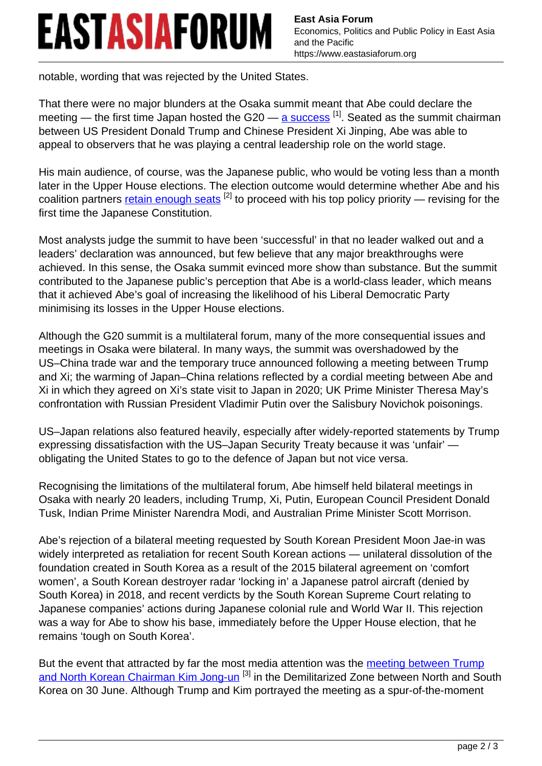notable, wording that was rejected by the United States.

That there were no major blunders at the Osaka summit meant that Abe could declare the meeting — the first time Japan hosted the G20 — a success [1]. Seated as the summit chairman between US President Donald Trump and Chinese President Xi Jinping, Abe was able to appeal to observers that he was playing a central leadership role on the world stage.

His main audience, of course, was the Japanese public, who would be voting less than a month later in the Upper House elections. The election outcome would determine whether Abe and his coalition partners retain enough seats [2] to proceed with his top policy priority — revising for the first time the Japanese Constitution.

Most analysts judge the summit to have been 'successful' in that no leader walked out and a leaders' declaration was announced, but few believe that any major breakthroughs were achieved. In this sense, the Osaka summit evinced more show than substance. But the summit contributed to the Japanese public's perception that Abe is a world-class leader, which means that it achieved Abe's goal of increasing the likelihood of his Liberal Democratic Party minimising its losses in the Upper House elections.

Although the G20 summit is a multilateral forum, many of the more consequential issues and meetings in Osaka were bilateral. In many ways, the summit was overshadowed by the US–China trade war and the temporary truce announced following a meeting between Trump and Xi; the warming of Japan–China relations reflected by a cordial meeting between Abe and Xi in which they agreed on Xi's state visit to Japan in 2020; UK Prime Minister Theresa May's confrontation with Russian President Vladimir Putin over the Salisbury Novichok poisonings.

US–Japan relations also featured heavily, especially after widely-reported statements by Trump expressing dissatisfaction with the US–Japan Security Treaty because it was 'unfair' — obligating the United States to go to the defence of Japan but not vice versa.

Recognising the limitations of the multilateral forum, Abe himself held bilateral meetings in Osaka with nearly 20 leaders, including Trump, Xi, Putin, European Council President Donald Tusk, Indian Prime Minister Narendra Modi, and Australian Prime Minister Scott Morrison.

Abe's rejection of a bilateral meeting requested by South Korean President Moon Jae-in was widely interpreted as retaliation for recent South Korean actions — unilateral dissolution of the foundation created in South Korea as a result of the 2015 bilateral agreement on 'comfort women', a South Korean destroyer radar 'locking in' a Japanese patrol aircraft (denied by South Korea) in 2018, and recent verdicts by the South Korean Supreme Court relating to Japanese companies' actions during Japanese colonial rule and World War II. This rejection was a way for Abe to show his base, immediately before the Upper House election, that he remains 'tough on South Korea'.

But the event that attracted by far the most media attention was the meeting between Trump and North Korean Chairman Kim Jong-un [3] in the Demilitarized Zone between North and South Korea on 30 June. Although Trump and Kim portrayed the meeting as a spur-of-the-moment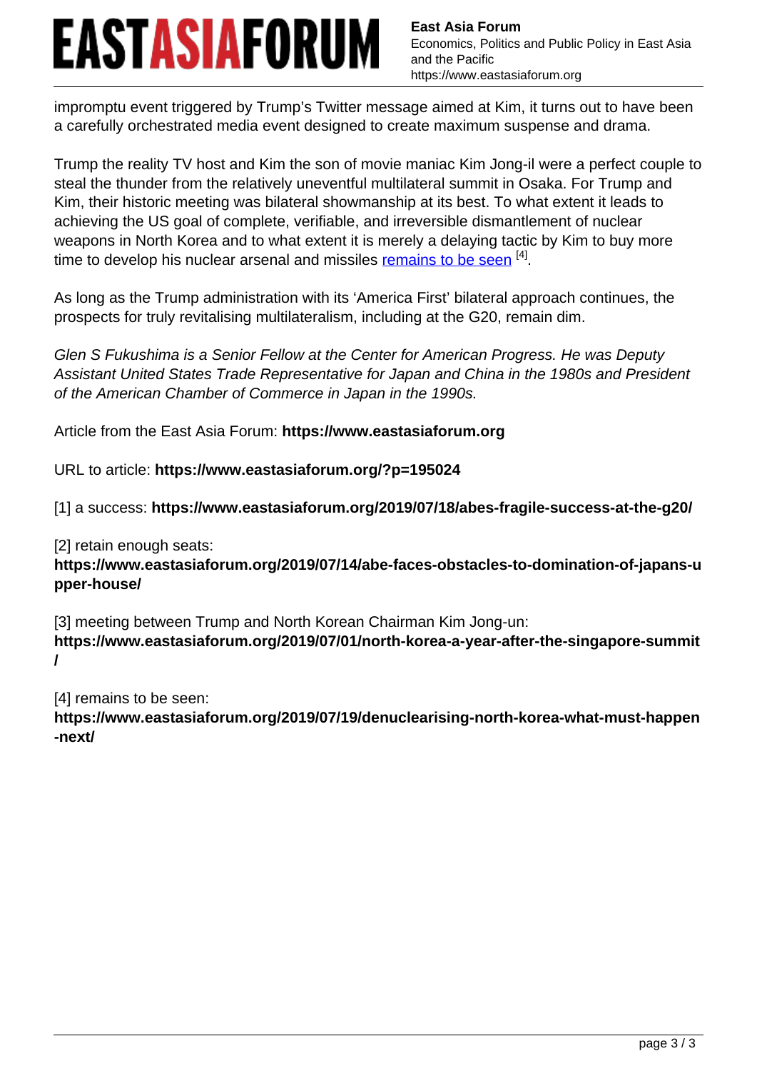impromptu event triggered by Trump's Twitter message aimed at Kim, it turns out to have been a carefully orchestrated media event designed to create maximum suspense and drama.

Trump the reality TV host and Kim the son of movie maniac Kim Jong-il were a perfect couple to steal the thunder from the relatively uneventful multilateral summit in Osaka. For Trump and Kim, their historic meeting was bilateral showmanship at its best. To what extent it leads to achieving the US goal of complete, verifiable, and irreversible dismantlement of nuclear weapons in North Korea and to what extent it is merely a delaying tactic by Kim to buy more time to develop his nuclear arsenal and missiles remains to be seen [4].

As long as the Trump administration with its 'America First' bilateral approach continues, the prospects for truly revitalising multilateralism, including at the G20, remain dim.

*Glen S Fukushima is a Senior Fellow at the Center for American Progress. He was Deputy Assistant United States Trade Representative for Japan and China in the 1980s and President of the American Chamber of Commerce in Japan in the 1990s.*

Article from the East Asia Forum: **https://www.eastasiaforum.org**

URL to article: **https://www.eastasiaforum.org/?p=195024**

[1] a success: **https://www.eastasiaforum.org/2019/07/18/abes-fragile-success-at-the-g20/**

[2] retain enough seats: **https://www.eastasiaforum.org/2019/07/14/abe-faces-obstacles-to-domination-of-japans-upper-house/**

[3] meeting between Trump and North Korean Chairman Kim Jong-un: **https://www.eastasiaforum.org/2019/07/01/north-korea-a-year-after-the-singapore-summit/**

[4] remains to be seen: **https://www.eastasiaforum.org/2019/07/19/denuclearising-north-korea-what-must-happen-next/**